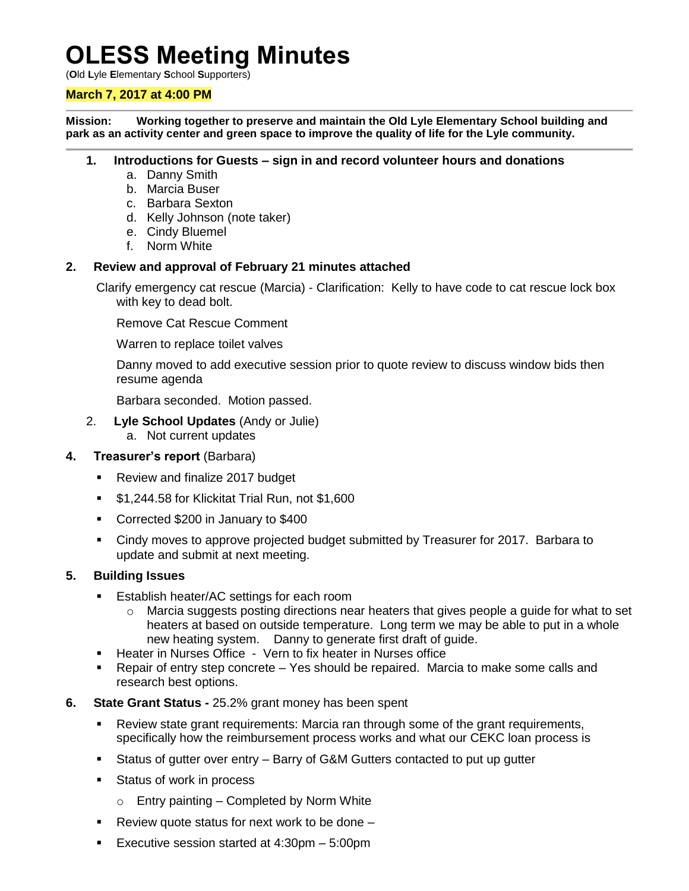# OLESS Meeting Minutes

(**O**ld **L**yle **E**lementary **S**chool **S**upporters)

**March 7, 2017 at 4:00 PM**

---

**Mission: Working together to preserve and maintain the Old Lyle Elementary School building and park as an activity center and green space to improve the quality of life for the Lyle community.**

---

1. **Introductions for Guests – sign in and record volunteer hours and donations**
   a. Danny Smith
   b. Marcia Buser
   c. Barbara Sexton
   d. Kelly Johnson (note taker)
   e. Cindy Bluemel
   f. Norm White

2. **Review and approval of February 21 minutes attached**

   Clarify emergency cat rescue (Marcia) - Clarification: Kelly to have code to cat rescue lock box with key to dead bolt.

   Remove Cat Rescue Comment

   Warren to replace toilet valves

   Danny moved to add executive session prior to quote review to discuss window bids then resume agenda

   Barbara seconded. Motion passed.

2. **Lyle School Updates** (Andy or Julie)
   a. Not current updates

4. **Treasurer's report** (Barbara)

   - Review and finalize 2017 budget
   - $1,244.58 for Klickitat Trial Run, not $1,600
   - Corrected $200 in January to $400
   - Cindy moves to approve projected budget submitted by Treasurer for 2017. Barbara to update and submit at next meeting.

5. **Building Issues**

   - Establish heater/AC settings for each room
     - Marcia suggests posting directions near heaters that gives people a guide for what to set heaters at based on outside temperature. Long term we may be able to put in a whole new heating system. Danny to generate first draft of guide.
   - Heater in Nurses Office - Vern to fix heater in Nurses office
   - Repair of entry step concrete – Yes should be repaired. Marcia to make some calls and research best options.

6. **State Grant Status -** 25.2% grant money has been spent

   - Review state grant requirements: Marcia ran through some of the grant requirements, specifically how the reimbursement process works and what our CEKC loan process is
   - Status of gutter over entry – Barry of G&M Gutters contacted to put up gutter
   - Status of work in process
     - Entry painting – Completed by Norm White
   - Review quote status for next work to be done –
   - Executive session started at 4:30pm – 5:00pm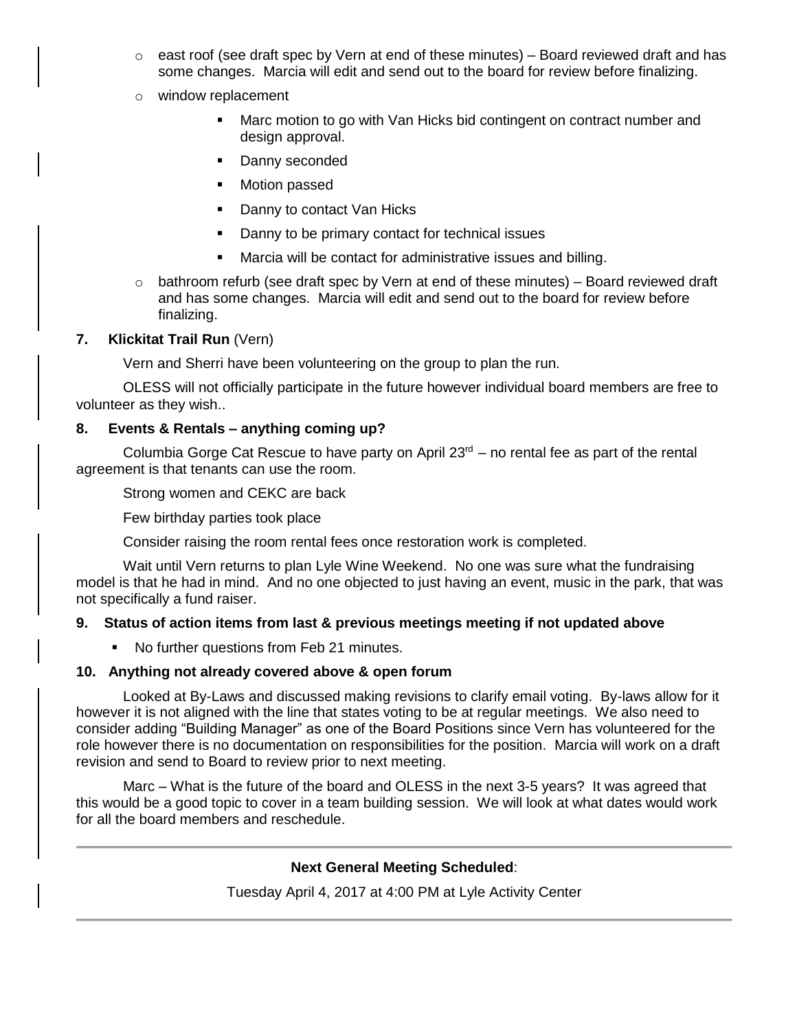- east roof (see draft spec by Vern at end of these minutes) – Board reviewed draft and has some changes. Marcia will edit and send out to the board for review before finalizing.
- window replacement
  - Marc motion to go with Van Hicks bid contingent on contract number and design approval.
  - Danny seconded
  - Motion passed
  - Danny to contact Van Hicks
  - Danny to be primary contact for technical issues
  - Marcia will be contact for administrative issues and billing.
- bathroom refurb (see draft spec by Vern at end of these minutes) – Board reviewed draft and has some changes. Marcia will edit and send out to the board for review before finalizing.

**7. Klickitat Trail Run** (Vern)

Vern and Sherri have been volunteering on the group to plan the run.

OLESS will not officially participate in the future however individual board members are free to volunteer as they wish..

**8. Events & Rentals – anything coming up?**

Columbia Gorge Cat Rescue to have party on April 23rd – no rental fee as part of the rental agreement is that tenants can use the room.

Strong women and CEKC are back

Few birthday parties took place

Consider raising the room rental fees once restoration work is completed.

Wait until Vern returns to plan Lyle Wine Weekend. No one was sure what the fundraising model is that he had in mind. And no one objected to just having an event, music in the park, that was not specifically a fund raiser.

**9. Status of action items from last & previous meetings meeting if not updated above**

- No further questions from Feb 21 minutes.

**10. Anything not already covered above & open forum**

Looked at By-Laws and discussed making revisions to clarify email voting. By-laws allow for it however it is not aligned with the line that states voting to be at regular meetings. We also need to consider adding "Building Manager" as one of the Board Positions since Vern has volunteered for the role however there is no documentation on responsibilities for the position. Marcia will work on a draft revision and send to Board to review prior to next meeting.

Marc – What is the future of the board and OLESS in the next 3-5 years? It was agreed that this would be a good topic to cover in a team building session. We will look at what dates would work for all the board members and reschedule.

---

**Next General Meeting Scheduled**:

Tuesday April 4, 2017 at 4:00 PM at Lyle Activity Center

---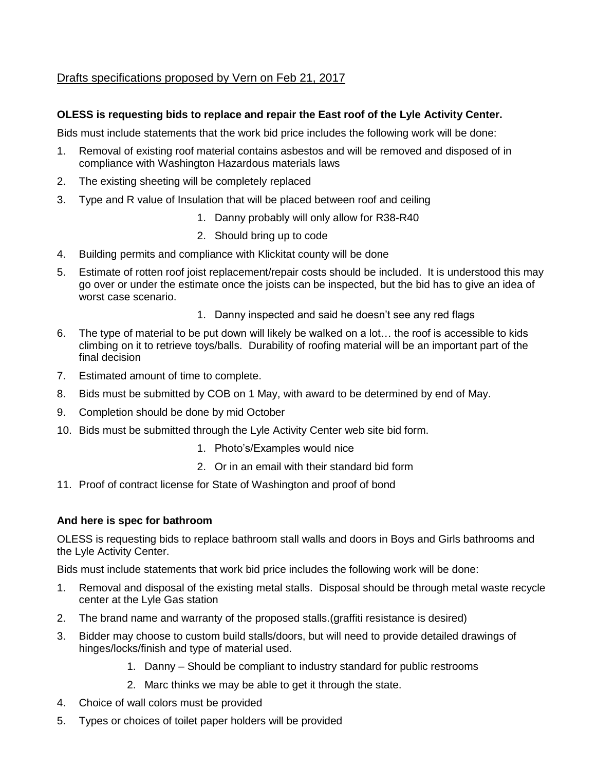Drafts specifications proposed by Vern on Feb 21, 2017

**OLESS is requesting bids to replace and repair the East roof of the Lyle Activity Center.**

Bids must include statements that the work bid price includes the following work will be done:

1. Removal of existing roof material contains asbestos and will be removed and disposed of in compliance with Washington Hazardous materials laws
2. The existing sheeting will be completely replaced
3. Type and R value of Insulation that will be placed between roof and ceiling
    1. Danny probably will only allow for R38-R40
    2. Should bring up to code
4. Building permits and compliance with Klickitat county will be done
5. Estimate of rotten roof joist replacement/repair costs should be included. It is understood this may go over or under the estimate once the joists can be inspected, but the bid has to give an idea of worst case scenario.
    1. Danny inspected and said he doesn't see any red flags
6. The type of material to be put down will likely be walked on a lot… the roof is accessible to kids climbing on it to retrieve toys/balls. Durability of roofing material will be an important part of the final decision
7. Estimated amount of time to complete.
8. Bids must be submitted by COB on 1 May, with award to be determined by end of May.
9. Completion should be done by mid October
10. Bids must be submitted through the Lyle Activity Center web site bid form.
    1. Photo's/Examples would nice
    2. Or in an email with their standard bid form
11. Proof of contract license for State of Washington and proof of bond

**And here is spec for bathroom**

OLESS is requesting bids to replace bathroom stall walls and doors in Boys and Girls bathrooms and the Lyle Activity Center.

Bids must include statements that work bid price includes the following work will be done:

1. Removal and disposal of the existing metal stalls. Disposal should be through metal waste recycle center at the Lyle Gas station
2. The brand name and warranty of the proposed stalls.(graffiti resistance is desired)
3. Bidder may choose to custom build stalls/doors, but will need to provide detailed drawings of hinges/locks/finish and type of material used.
    1. Danny – Should be compliant to industry standard for public restrooms
    2. Marc thinks we may be able to get it through the state.
4. Choice of wall colors must be provided
5. Types or choices of toilet paper holders will be provided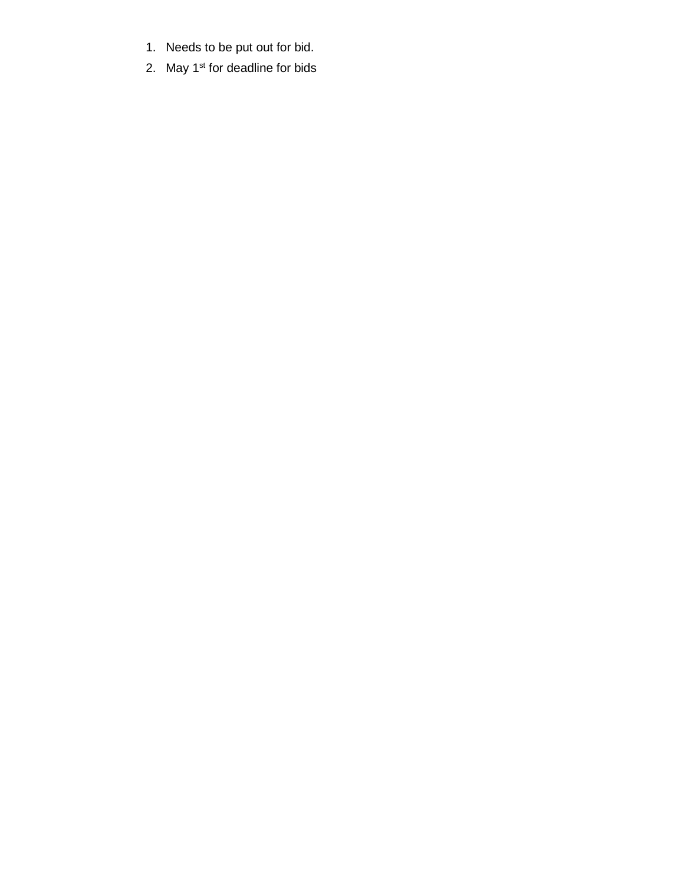1. Needs to be put out for bid.
2. May 1st for deadline for bids